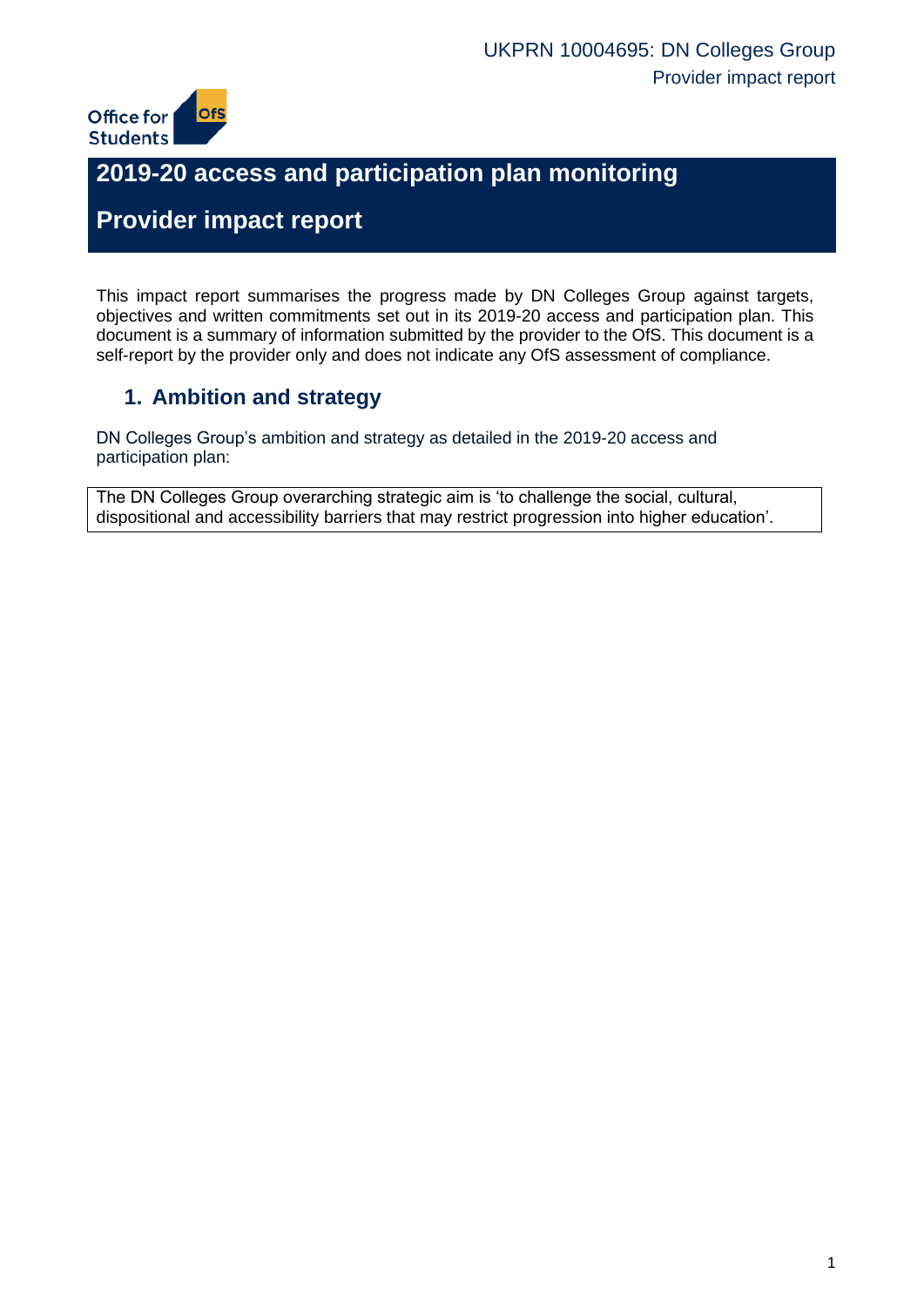# 2019-20 access and participation plan monitoring

# Provider impact report

This impact report summarises the progress made by DN Colleges Group against targets, objectives and written commitments set out in its 2019-20 access and participation plan. This document is a summary of information submitted by the provider to the OfS. This document is a self-report by the provider only and does not indicate any OfS assessment of compliance.

## 1. Ambition and strategy

DN Colleges Group's ambition and strategy as detailed in the 2019-20 access and participation plan:

| The DN Colleges Group overarching strategic aim is 'to challenge the social, cultural, dispositional and accessibility barriers that may restrict progression into higher education'. |
|---|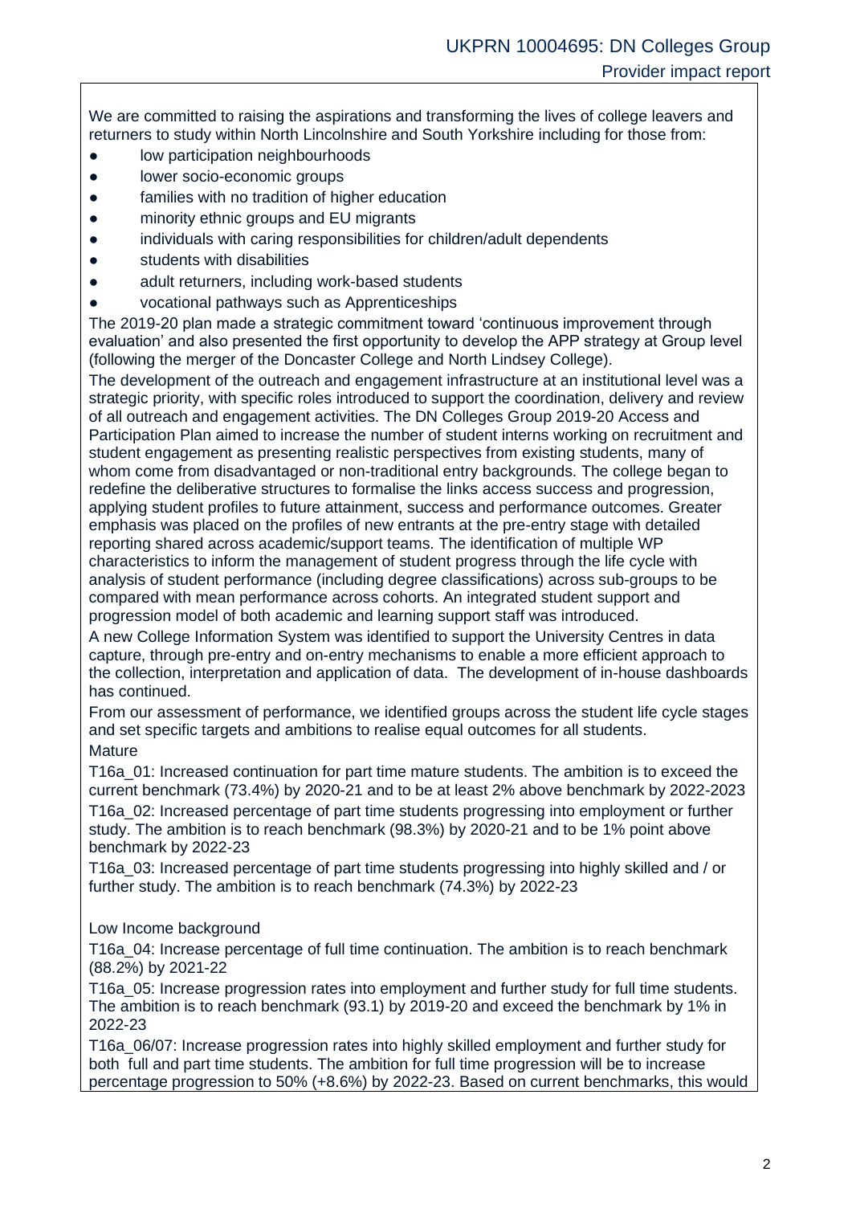We are committed to raising the aspirations and transforming the lives of college leavers and returners to study within North Lincolnshire and South Yorkshire including for those from:

- low participation neighbourhoods
- lower socio-economic groups
- families with no tradition of higher education
- minority ethnic groups and EU migrants
- individuals with caring responsibilities for children/adult dependents
- students with disabilities
- adult returners, including work-based students
- vocational pathways such as Apprenticeships

The 2019-20 plan made a strategic commitment toward 'continuous improvement through evaluation' and also presented the first opportunity to develop the APP strategy at Group level (following the merger of the Doncaster College and North Lindsey College).

The development of the outreach and engagement infrastructure at an institutional level was a strategic priority, with specific roles introduced to support the coordination, delivery and review of all outreach and engagement activities. The DN Colleges Group 2019-20 Access and Participation Plan aimed to increase the number of student interns working on recruitment and student engagement as presenting realistic perspectives from existing students, many of whom come from disadvantaged or non-traditional entry backgrounds. The college began to redefine the deliberative structures to formalise the links access success and progression, applying student profiles to future attainment, success and performance outcomes. Greater emphasis was placed on the profiles of new entrants at the pre-entry stage with detailed reporting shared across academic/support teams. The identification of multiple WP characteristics to inform the management of student progress through the life cycle with analysis of student performance (including degree classifications) across sub-groups to be compared with mean performance across cohorts. An integrated student support and progression model of both academic and learning support staff was introduced.

A new College Information System was identified to support the University Centres in data capture, through pre-entry and on-entry mechanisms to enable a more efficient approach to the collection, interpretation and application of data. The development of in-house dashboards has continued.

From our assessment of performance, we identified groups across the student life cycle stages and set specific targets and ambitions to realise equal outcomes for all students.

Mature

T16a_01: Increased continuation for part time mature students. The ambition is to exceed the current benchmark (73.4%) by 2020-21 and to be at least 2% above benchmark by 2022-2023

T16a_02: Increased percentage of part time students progressing into employment or further study. The ambition is to reach benchmark (98.3%) by 2020-21 and to be 1% point above benchmark by 2022-23

T16a_03: Increased percentage of part time students progressing into highly skilled and / or further study. The ambition is to reach benchmark (74.3%) by 2022-23

Low Income background

T16a_04: Increase percentage of full time continuation. The ambition is to reach benchmark (88.2%) by 2021-22

T16a_05: Increase progression rates into employment and further study for full time students. The ambition is to reach benchmark (93.1) by 2019-20 and exceed the benchmark by 1% in 2022-23

T16a_06/07: Increase progression rates into highly skilled employment and further study for both full and part time students. The ambition for full time progression will be to increase percentage progression to 50% (+8.6%) by 2022-23. Based on current benchmarks, this would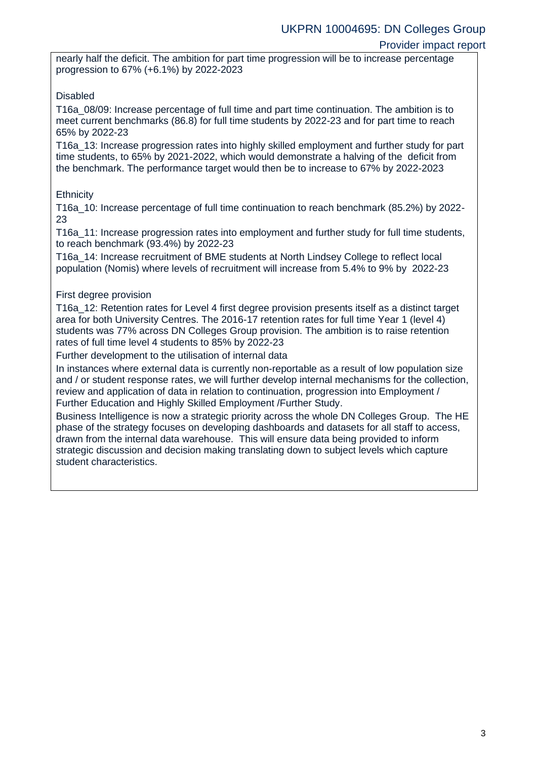nearly half the deficit. The ambition for part time progression will be to increase percentage progression to 67% (+6.1%) by 2022-2023

Disabled

T16a_08/09: Increase percentage of full time and part time continuation. The ambition is to meet current benchmarks (86.8) for full time students by 2022-23 and for part time to reach 65% by 2022-23

T16a_13: Increase progression rates into highly skilled employment and further study for part time students, to 65% by 2021-2022, which would demonstrate a halving of the deficit from the benchmark. The performance target would then be to increase to 67% by 2022-2023

Ethnicity

T16a_10: Increase percentage of full time continuation to reach benchmark (85.2%) by 2022-23

T16a_11: Increase progression rates into employment and further study for full time students, to reach benchmark (93.4%) by 2022-23

T16a_14: Increase recruitment of BME students at North Lindsey College to reflect local population (Nomis) where levels of recruitment will increase from 5.4% to 9% by 2022-23

First degree provision

T16a_12: Retention rates for Level 4 first degree provision presents itself as a distinct target area for both University Centres. The 2016-17 retention rates for full time Year 1 (level 4) students was 77% across DN Colleges Group provision. The ambition is to raise retention rates of full time level 4 students to 85% by 2022-23

Further development to the utilisation of internal data

In instances where external data is currently non-reportable as a result of low population size and / or student response rates, we will further develop internal mechanisms for the collection, review and application of data in relation to continuation, progression into Employment / Further Education and Highly Skilled Employment /Further Study.

Business Intelligence is now a strategic priority across the whole DN Colleges Group. The HE phase of the strategy focuses on developing dashboards and datasets for all staff to access, drawn from the internal data warehouse. This will ensure data being provided to inform strategic discussion and decision making translating down to subject levels which capture student characteristics.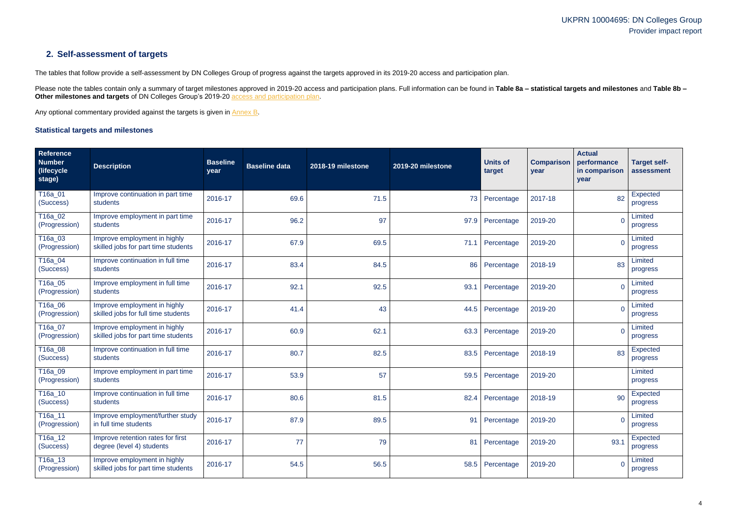## 2. Self-assessment of targets

The tables that follow provide a self-assessment by DN Colleges Group of progress against the targets approved in its 2019-20 access and participation plan.

Please note the tables contain only a summary of target milestones approved in 2019-20 access and participation plans. Full information can be found in **Table 8a – statistical targets and milestones** and **Table 8b – Other milestones and targets** of DN Colleges Group's 2019-20 access and participation plan.

Any optional commentary provided against the targets is given in Annex B.

### Statistical targets and milestones

| Reference Number (lifecycle stage) | Description | Baseline year | Baseline data | 2018-19 milestone | 2019-20 milestone | Units of target | Comparison year | Actual performance in comparison year | Target self-assessment |
|---|---|---|---|---|---|---|---|---|---|
| T16a_01 (Success) | Improve continuation in part time students | 2016-17 | 69.6 | 71.5 | 73 | Percentage | 2017-18 | 82 | Expected progress |
| T16a_02 (Progression) | Improve employment in part time students | 2016-17 | 96.2 | 97 | 97.9 | Percentage | 2019-20 | 0 | Limited progress |
| T16a_03 (Progression) | Improve employment in highly skilled jobs for part time students | 2016-17 | 67.9 | 69.5 | 71.1 | Percentage | 2019-20 | 0 | Limited progress |
| T16a_04 (Success) | Improve continuation in full time students | 2016-17 | 83.4 | 84.5 | 86 | Percentage | 2018-19 | 83 | Limited progress |
| T16a_05 (Progression) | Improve employment in full time students | 2016-17 | 92.1 | 92.5 | 93.1 | Percentage | 2019-20 | 0 | Limited progress |
| T16a_06 (Progression) | Improve employment in highly skilled jobs for full time students | 2016-17 | 41.4 | 43 | 44.5 | Percentage | 2019-20 | 0 | Limited progress |
| T16a_07 (Progression) | Improve employment in highly skilled jobs for part time students | 2016-17 | 60.9 | 62.1 | 63.3 | Percentage | 2019-20 | 0 | Limited progress |
| T16a_08 (Success) | Improve continuation in full time students | 2016-17 | 80.7 | 82.5 | 83.5 | Percentage | 2018-19 | 83 | Expected progress |
| T16a_09 (Progression) | Improve employment in part time students | 2016-17 | 53.9 | 57 | 59.5 | Percentage | 2019-20 | | Limited progress |
| T16a_10 (Success) | Improve continuation in full time students | 2016-17 | 80.6 | 81.5 | 82.4 | Percentage | 2018-19 | 90 | Expected progress |
| T16a_11 (Progression) | Improve employment/further study in full time students | 2016-17 | 87.9 | 89.5 | 91 | Percentage | 2019-20 | 0 | Limited progress |
| T16a_12 (Success) | Improve retention rates for first degree (level 4) students | 2016-17 | 77 | 79 | 81 | Percentage | 2019-20 | 93.1 | Expected progress |
| T16a_13 (Progression) | Improve employment in highly skilled jobs for part time students | 2016-17 | 54.5 | 56.5 | 58.5 | Percentage | 2019-20 | 0 | Limited progress |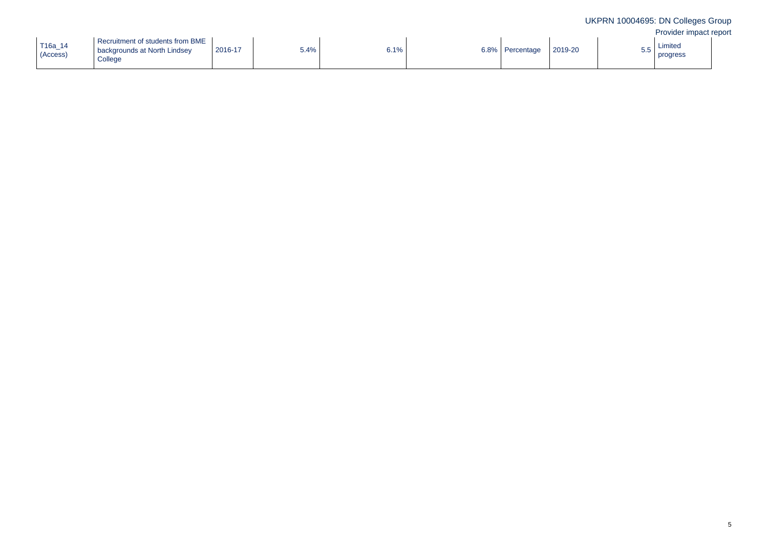| | | | | | | | | | |
|---|---|---|---|---|---|---|---|---|---|
| T16a_14 (Access) | Recruitment of students from BME backgrounds at North Lindsey College | 2016-17 | 5.4% | 6.1% | 6.8% | Percentage | 2019-20 | 5.5 | Limited progress |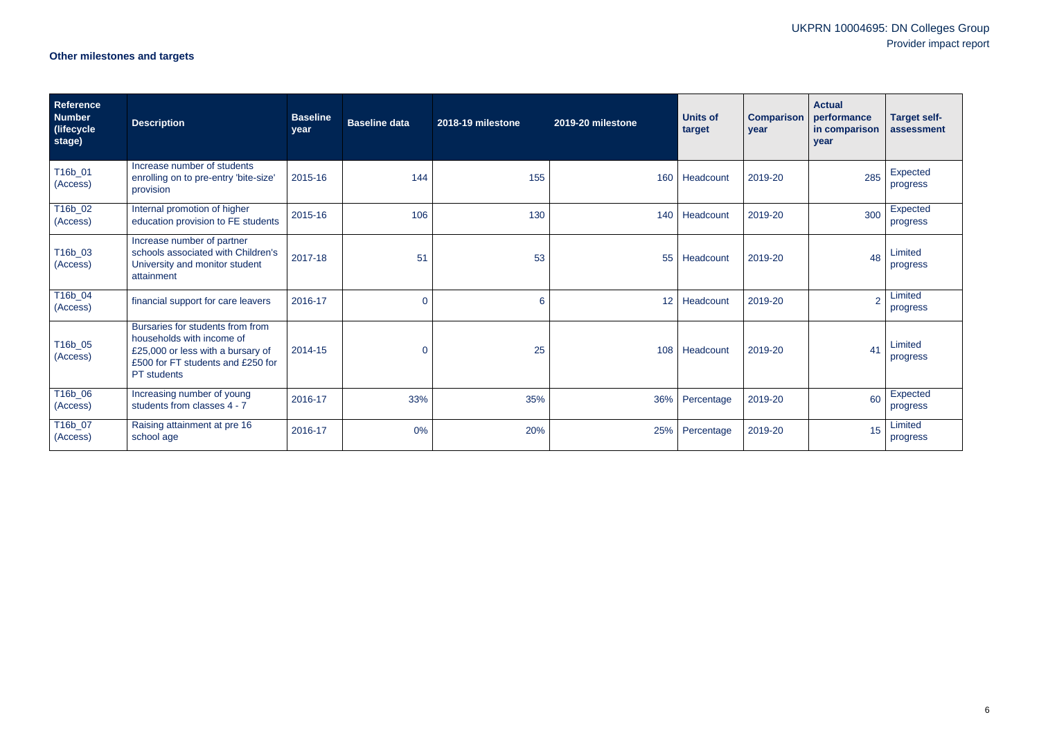**Other milestones and targets**

| Reference Number (lifecycle stage) | Description | Baseline year | Baseline data | 2018-19 milestone | 2019-20 milestone | Units of target | Comparison year | Actual performance in comparison year | Target self-assessment |
|---|---|---|---|---|---|---|---|---|---|
| T16b_01 (Access) | Increase number of students enrolling on to pre-entry 'bite-size' provision | 2015-16 | 144 | 155 | 160 | Headcount | 2019-20 | 285 | Expected progress |
| T16b_02 (Access) | Internal promotion of higher education provision to FE students | 2015-16 | 106 | 130 | 140 | Headcount | 2019-20 | 300 | Expected progress |
| T16b_03 (Access) | Increase number of partner schools associated with Children's University and monitor student attainment | 2017-18 | 51 | 53 | 55 | Headcount | 2019-20 | 48 | Limited progress |
| T16b_04 (Access) | financial support for care leavers | 2016-17 | 0 | 6 | 12 | Headcount | 2019-20 | 2 | Limited progress |
| T16b_05 (Access) | Bursaries for students from from households with income of £25,000 or less with a bursary of £500 for FT students and £250 for PT students | 2014-15 | 0 | 25 | 108 | Headcount | 2019-20 | 41 | Limited progress |
| T16b_06 (Access) | Increasing number of young students from classes 4 - 7 | 2016-17 | 33% | 35% | 36% | Percentage | 2019-20 | 60 | Expected progress |
| T16b_07 (Access) | Raising attainment at pre 16 school age | 2016-17 | 0% | 20% | 25% | Percentage | 2019-20 | 15 | Limited progress |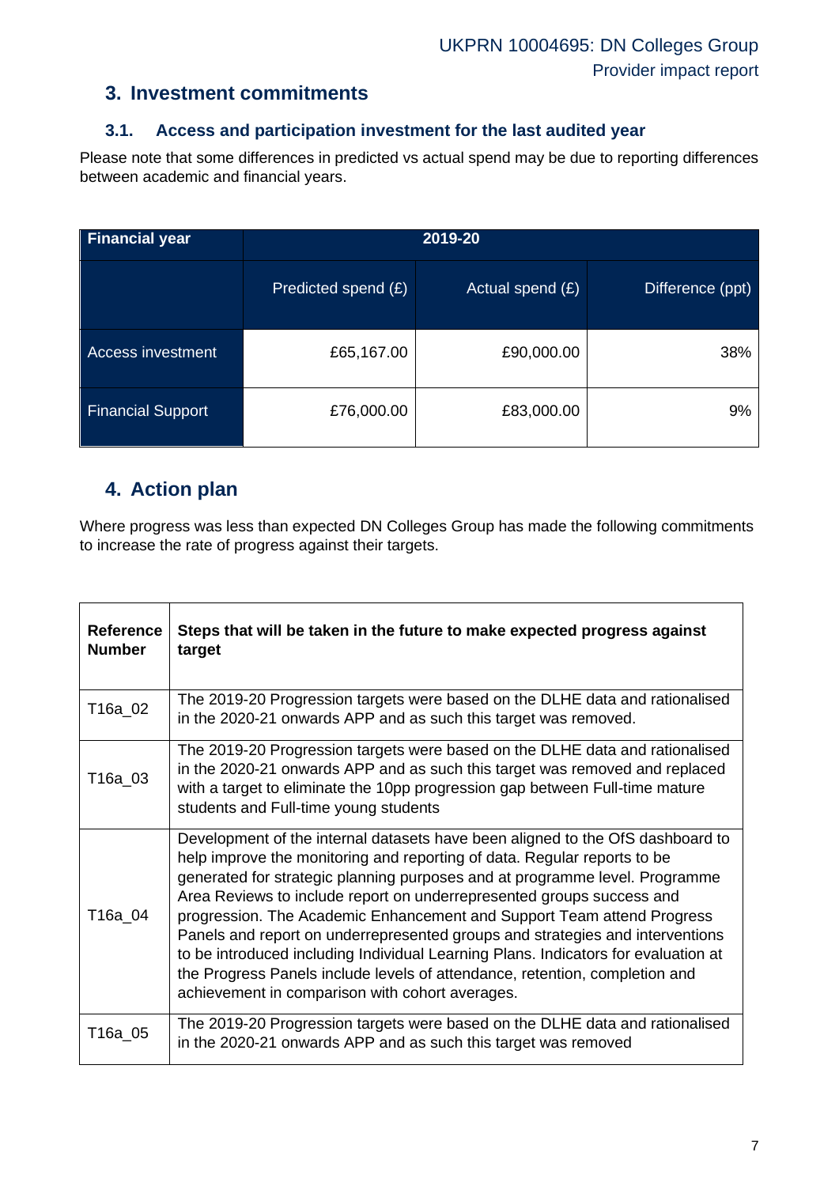## 3. Investment commitments

### 3.1. Access and participation investment for the last audited year

Please note that some differences in predicted vs actual spend may be due to reporting differences between academic and financial years.

| Financial year | 2019-20 | | |
|---|---|---|---|
| | Predicted spend (£) | Actual spend (£) | Difference (ppt) |
| Access investment | £65,167.00 | £90,000.00 | 38% |
| Financial Support | £76,000.00 | £83,000.00 | 9% |

## 4. Action plan

Where progress was less than expected DN Colleges Group has made the following commitments to increase the rate of progress against their targets.

| Reference Number | Steps that will be taken in the future to make expected progress against target |
|---|---|
| T16a_02 | The 2019-20 Progression targets were based on the DLHE data and rationalised in the 2020-21 onwards APP and as such this target was removed. |
| T16a_03 | The 2019-20 Progression targets were based on the DLHE data and rationalised in the 2020-21 onwards APP and as such this target was removed and replaced with a target to eliminate the 10pp progression gap between Full-time mature students and Full-time young students |
| T16a_04 | Development of the internal datasets have been aligned to the OfS dashboard to help improve the monitoring and reporting of data. Regular reports to be generated for strategic planning purposes and at programme level. Programme Area Reviews to include report on underrepresented groups success and progression. The Academic Enhancement and Support Team attend Progress Panels and report on underrepresented groups and strategies and interventions to be introduced including Individual Learning Plans. Indicators for evaluation at the Progress Panels include levels of attendance, retention, completion and achievement in comparison with cohort averages. |
| T16a_05 | The 2019-20 Progression targets were based on the DLHE data and rationalised in the 2020-21 onwards APP and as such this target was removed |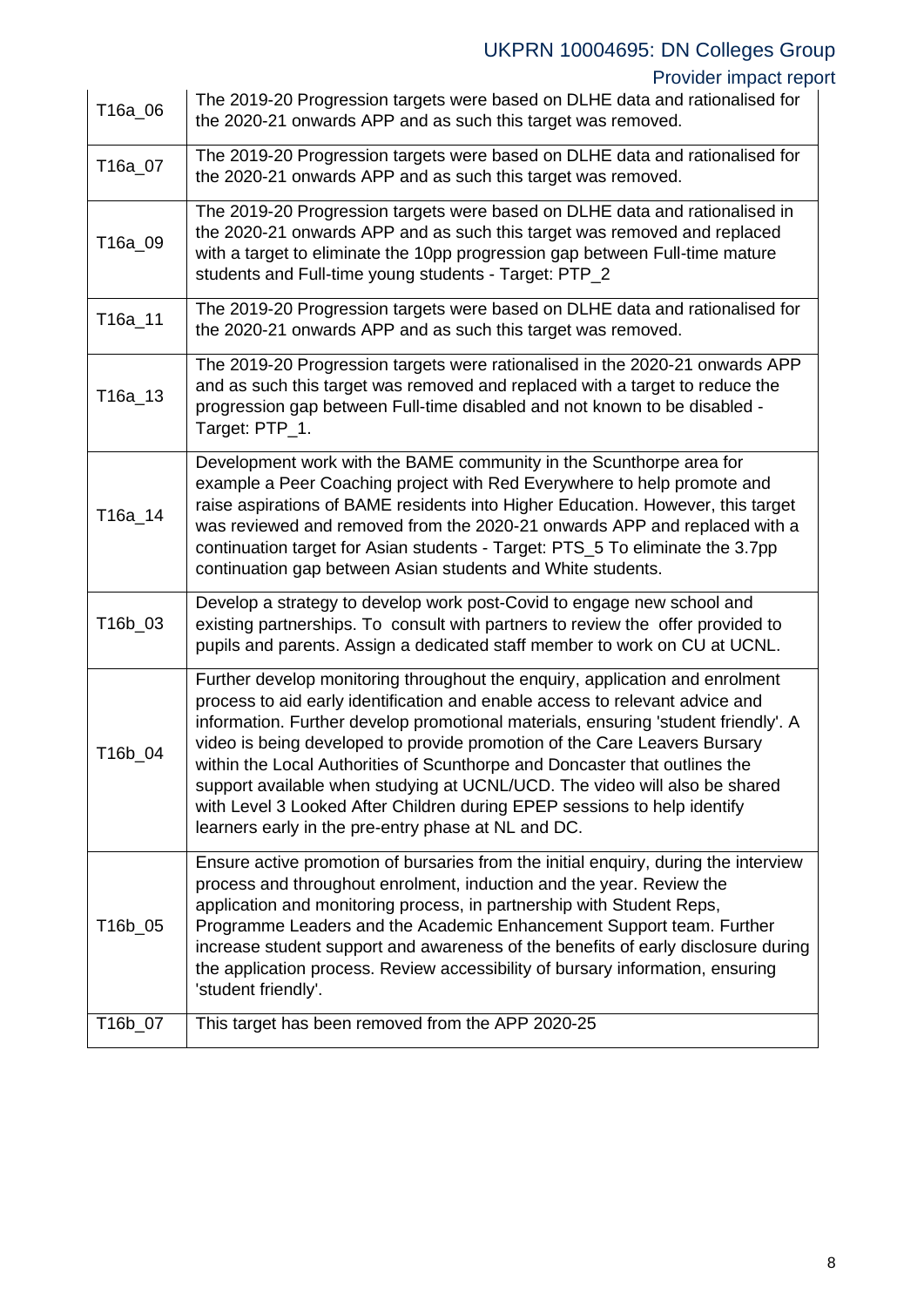| | |
|---|---|
| T16a_06 | The 2019-20 Progression targets were based on DLHE data and rationalised for the 2020-21 onwards APP and as such this target was removed. |
| T16a_07 | The 2019-20 Progression targets were based on DLHE data and rationalised for the 2020-21 onwards APP and as such this target was removed. |
| T16a_09 | The 2019-20 Progression targets were based on DLHE data and rationalised in the 2020-21 onwards APP and as such this target was removed and replaced with a target to eliminate the 10pp progression gap between Full-time mature students and Full-time young students - Target: PTP_2 |
| T16a_11 | The 2019-20 Progression targets were based on DLHE data and rationalised for the 2020-21 onwards APP and as such this target was removed. |
| T16a_13 | The 2019-20 Progression targets were rationalised in the 2020-21 onwards APP and as such this target was removed and replaced with a target to reduce the progression gap between Full-time disabled and not known to be disabled - Target: PTP_1. |
| T16a_14 | Development work with the BAME community in the Scunthorpe area for example a Peer Coaching project with Red Everywhere to help promote and raise aspirations of BAME residents into Higher Education. However, this target was reviewed and removed from the 2020-21 onwards APP and replaced with a continuation target for Asian students - Target: PTS_5 To eliminate the 3.7pp continuation gap between Asian students and White students. |
| T16b_03 | Develop a strategy to develop work post-Covid to engage new school and existing partnerships. To consult with partners to review the offer provided to pupils and parents. Assign a dedicated staff member to work on CU at UCNL. |
| T16b_04 | Further develop monitoring throughout the enquiry, application and enrolment process to aid early identification and enable access to relevant advice and information. Further develop promotional materials, ensuring 'student friendly'. A video is being developed to provide promotion of the Care Leavers Bursary within the Local Authorities of Scunthorpe and Doncaster that outlines the support available when studying at UCNL/UCD. The video will also be shared with Level 3 Looked After Children during EPEP sessions to help identify learners early in the pre-entry phase at NL and DC. |
| T16b_05 | Ensure active promotion of bursaries from the initial enquiry, during the interview process and throughout enrolment, induction and the year. Review the application and monitoring process, in partnership with Student Reps, Programme Leaders and the Academic Enhancement Support team. Further increase student support and awareness of the benefits of early disclosure during the application process. Review accessibility of bursary information, ensuring 'student friendly'. |
| T16b_07 | This target has been removed from the APP 2020-25 |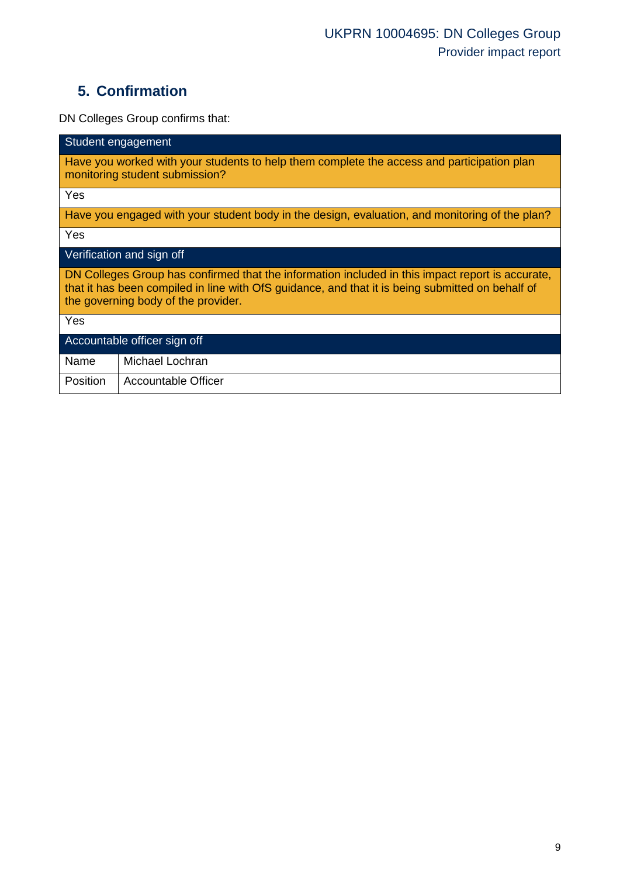## 5. Confirmation

DN Colleges Group confirms that:

| Student engagement | |
|---|---|
| Have you worked with your students to help them complete the access and participation plan monitoring student submission? | |
| Yes | |
| Have you engaged with your student body in the design, evaluation, and monitoring of the plan? | |
| Yes | |
| **Verification and sign off** | |
| DN Colleges Group has confirmed that the information included in this impact report is accurate, that it has been compiled in line with OfS guidance, and that it is being submitted on behalf of the governing body of the provider. | |
| Yes | |
| **Accountable officer sign off** | |
| Name | Michael Lochran |
| Position | Accountable Officer |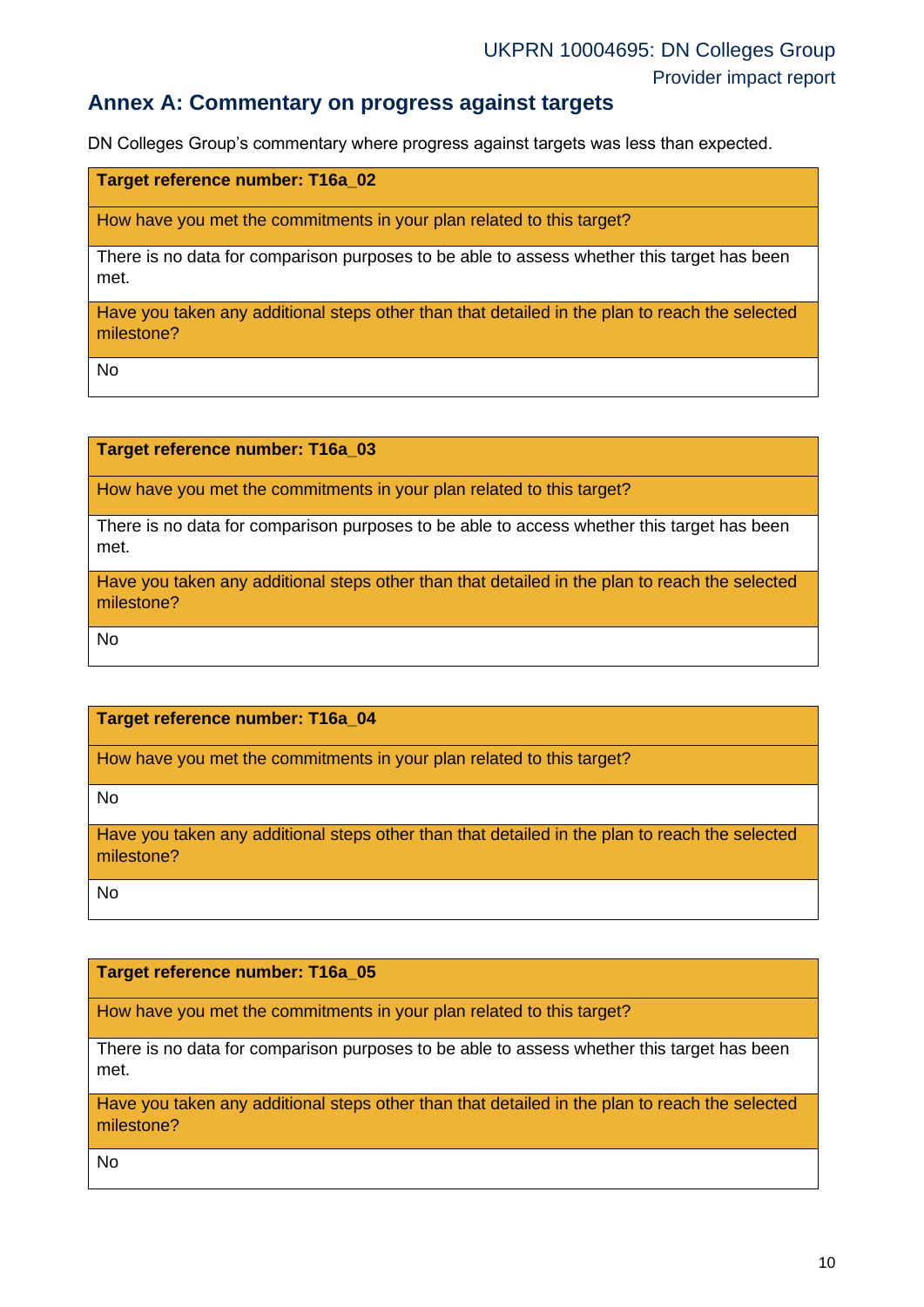## Annex A: Commentary on progress against targets

DN Colleges Group's commentary where progress against targets was less than expected.

| **Target reference number: T16a_02** |
| --- |
| How have you met the commitments in your plan related to this target? |
| There is no data for comparison purposes to be able to assess whether this target has been met. |
| Have you taken any additional steps other than that detailed in the plan to reach the selected milestone? |
| No |

| **Target reference number: T16a_03** |
| --- |
| How have you met the commitments in your plan related to this target? |
| There is no data for comparison purposes to be able to access whether this target has been met. |
| Have you taken any additional steps other than that detailed in the plan to reach the selected milestone? |
| No |

| **Target reference number: T16a_04** |
| --- |
| How have you met the commitments in your plan related to this target? |
| No |
| Have you taken any additional steps other than that detailed in the plan to reach the selected milestone? |
| No |

| **Target reference number: T16a_05** |
| --- |
| How have you met the commitments in your plan related to this target? |
| There is no data for comparison purposes to be able to assess whether this target has been met. |
| Have you taken any additional steps other than that detailed in the plan to reach the selected milestone? |
| No |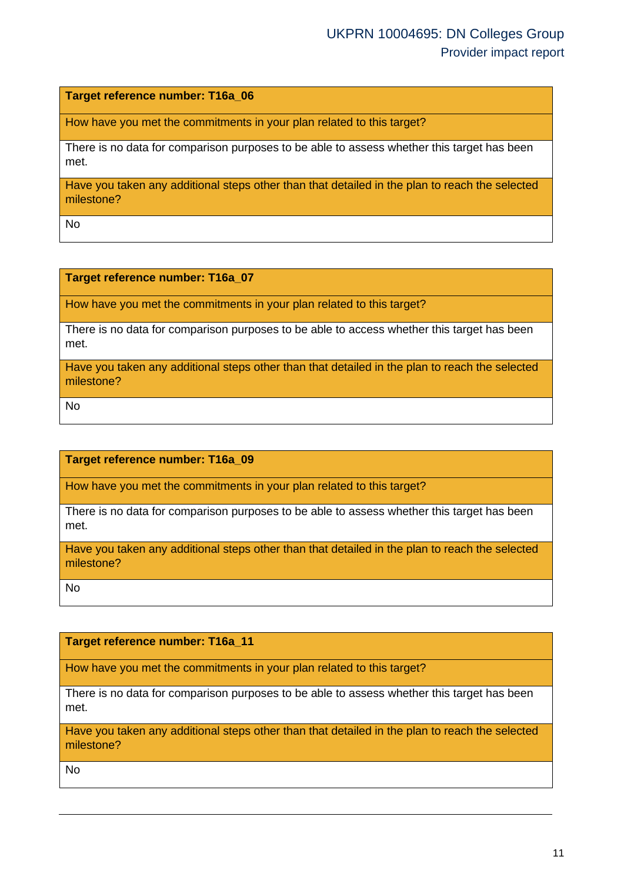| Target reference number: T16a_06 |
| --- |
| How have you met the commitments in your plan related to this target? |
| There is no data for comparison purposes to be able to assess whether this target has been met. |
| Have you taken any additional steps other than that detailed in the plan to reach the selected milestone? |
| No |

| Target reference number: T16a_07 |
| --- |
| How have you met the commitments in your plan related to this target? |
| There is no data for comparison purposes to be able to access whether this target has been met. |
| Have you taken any additional steps other than that detailed in the plan to reach the selected milestone? |
| No |

| Target reference number: T16a_09 |
| --- |
| How have you met the commitments in your plan related to this target? |
| There is no data for comparison purposes to be able to assess whether this target has been met. |
| Have you taken any additional steps other than that detailed in the plan to reach the selected milestone? |
| No |

| Target reference number: T16a_11 |
| --- |
| How have you met the commitments in your plan related to this target? |
| There is no data for comparison purposes to be able to assess whether this target has been met. |
| Have you taken any additional steps other than that detailed in the plan to reach the selected milestone? |
| No |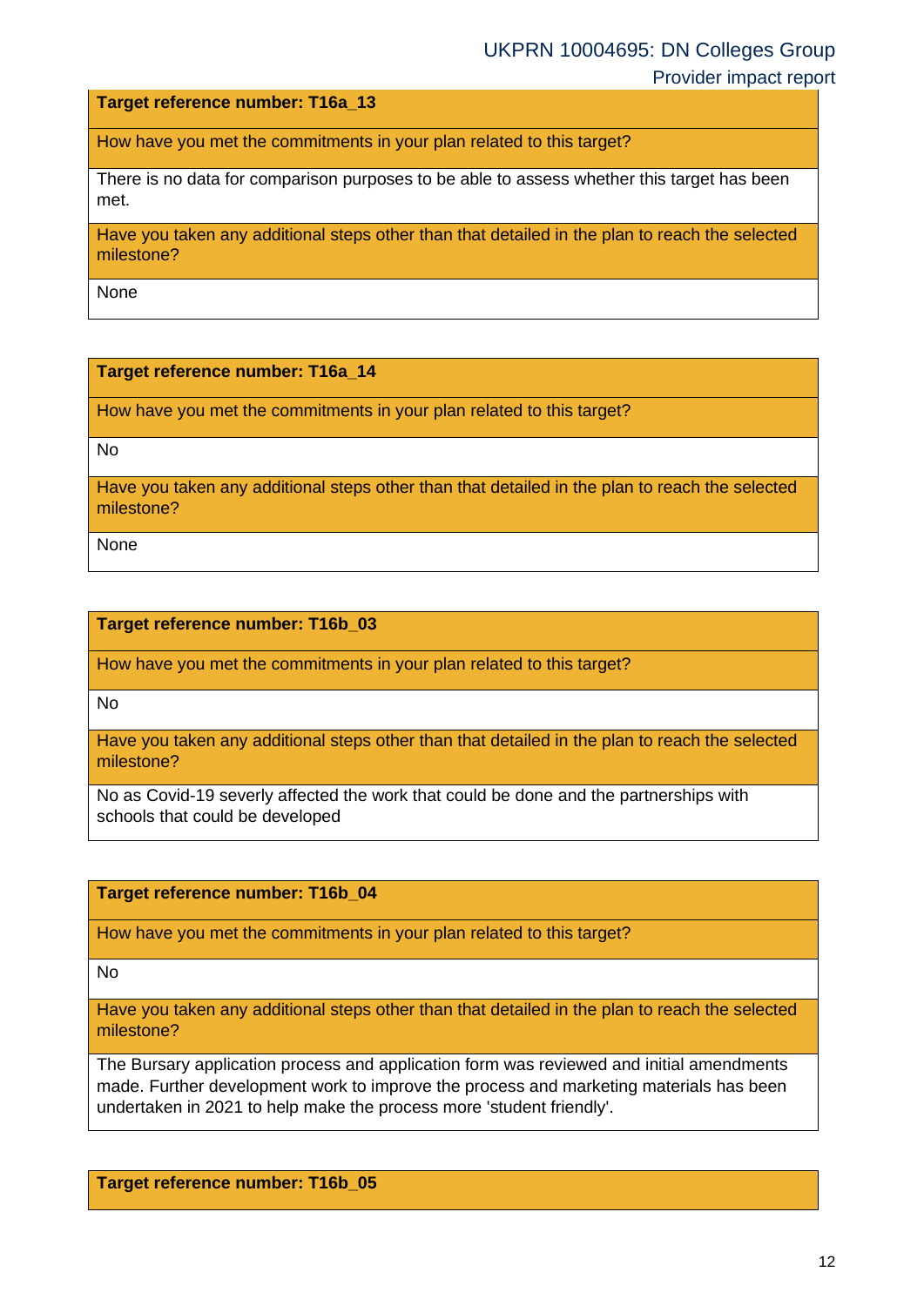| Target reference number: T16a_13 |
| --- |
| How have you met the commitments in your plan related to this target? |
| There is no data for comparison purposes to be able to assess whether this target has been met. |
| Have you taken any additional steps other than that detailed in the plan to reach the selected milestone? |
| None |

| Target reference number: T16a_14 |
| --- |
| How have you met the commitments in your plan related to this target? |
| No |
| Have you taken any additional steps other than that detailed in the plan to reach the selected milestone? |
| None |

| Target reference number: T16b_03 |
| --- |
| How have you met the commitments in your plan related to this target? |
| No |
| Have you taken any additional steps other than that detailed in the plan to reach the selected milestone? |
| No as Covid-19 severly affected the work that could be done and the partnerships with schools that could be developed |

| Target reference number: T16b_04 |
| --- |
| How have you met the commitments in your plan related to this target? |
| No |
| Have you taken any additional steps other than that detailed in the plan to reach the selected milestone? |
| The Bursary application process and application form was reviewed and initial amendments made. Further development work to improve the process and marketing materials has been undertaken in 2021 to help make the process more 'student friendly'. |

| Target reference number: T16b_05 |
| --- |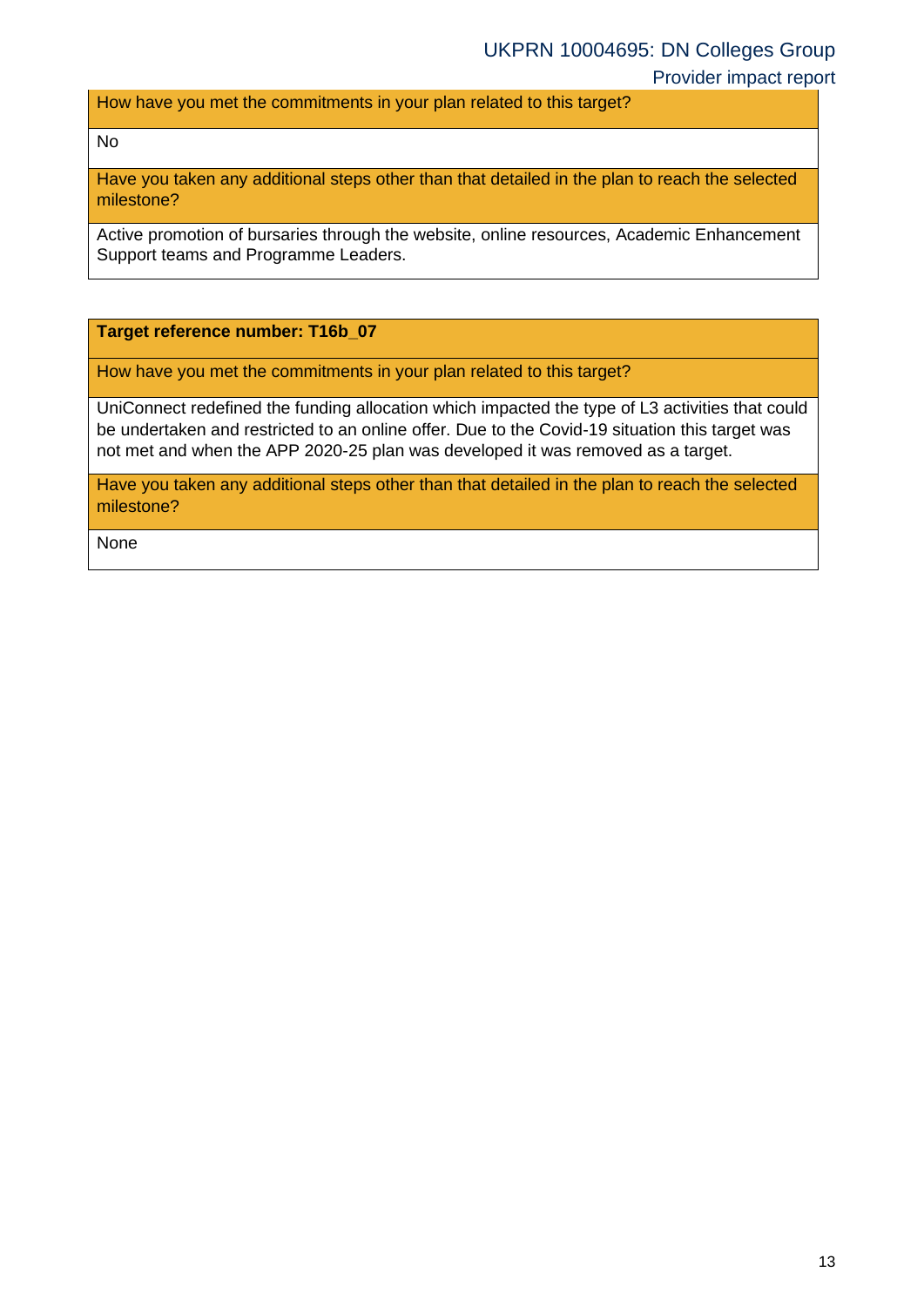| How have you met the commitments in your plan related to this target? |
| --- |
| No |
| Have you taken any additional steps other than that detailed in the plan to reach the selected milestone? |
| Active promotion of bursaries through the website, online resources, Academic Enhancement Support teams and Programme Leaders. |

| **Target reference number: T16b_07** |
| --- |
| How have you met the commitments in your plan related to this target? |
| UniConnect redefined the funding allocation which impacted the type of L3 activities that could be undertaken and restricted to an online offer. Due to the Covid-19 situation this target was not met and when the APP 2020-25 plan was developed it was removed as a target. |
| Have you taken any additional steps other than that detailed in the plan to reach the selected milestone? |
| None |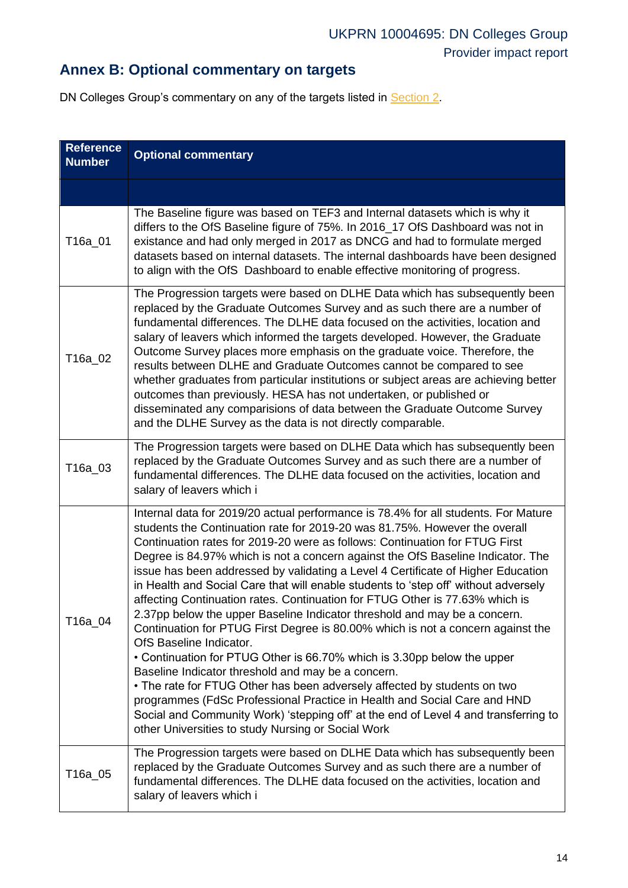## Annex B: Optional commentary on targets

DN Colleges Group's commentary on any of the targets listed in Section 2.

| Reference Number | Optional commentary |
|---|---|
| | |
| T16a_01 | The Baseline figure was based on TEF3 and Internal datasets which is why it differs to the OfS Baseline figure of 75%. In 2016_17 OfS Dashboard was not in existance and had only merged in 2017 as DNCG and had to formulate merged datasets based on internal datasets. The internal dashboards have been designed to align with the OfS Dashboard to enable effective monitoring of progress. |
| T16a_02 | The Progression targets were based on DLHE Data which has subsequently been replaced by the Graduate Outcomes Survey and as such there are a number of fundamental differences. The DLHE data focused on the activities, location and salary of leavers which informed the targets developed. However, the Graduate Outcome Survey places more emphasis on the graduate voice. Therefore, the results between DLHE and Graduate Outcomes cannot be compared to see whether graduates from particular institutions or subject areas are achieving better outcomes than previously. HESA has not undertaken, or published or disseminated any comparisions of data between the Graduate Outcome Survey and the DLHE Survey as the data is not directly comparable. |
| T16a_03 | The Progression targets were based on DLHE Data which has subsequently been replaced by the Graduate Outcomes Survey and as such there are a number of fundamental differences. The DLHE data focused on the activities, location and salary of leavers which i |
| T16a_04 | Internal data for 2019/20 actual performance is 78.4% for all students. For Mature students the Continuation rate for 2019-20 was 81.75%. However the overall Continuation rates for 2019-20 were as follows: Continuation for FTUG First Degree is 84.97% which is not a concern against the OfS Baseline Indicator. The issue has been addressed by validating a Level 4 Certificate of Higher Education in Health and Social Care that will enable students to 'step off' without adversely affecting Continuation rates. Continuation for FTUG Other is 77.63% which is 2.37pp below the upper Baseline Indicator threshold and may be a concern. Continuation for PTUG First Degree is 80.00% which is not a concern against the OfS Baseline Indicator.<br>• Continuation for PTUG Other is 66.70% which is 3.30pp below the upper Baseline Indicator threshold and may be a concern.<br>• The rate for FTUG Other has been adversely affected by students on two programmes (FdSc Professional Practice in Health and Social Care and HND Social and Community Work) 'stepping off' at the end of Level 4 and transferring to other Universities to study Nursing or Social Work |
| T16a_05 | The Progression targets were based on DLHE Data which has subsequently been replaced by the Graduate Outcomes Survey and as such there are a number of fundamental differences. The DLHE data focused on the activities, location and salary of leavers which i |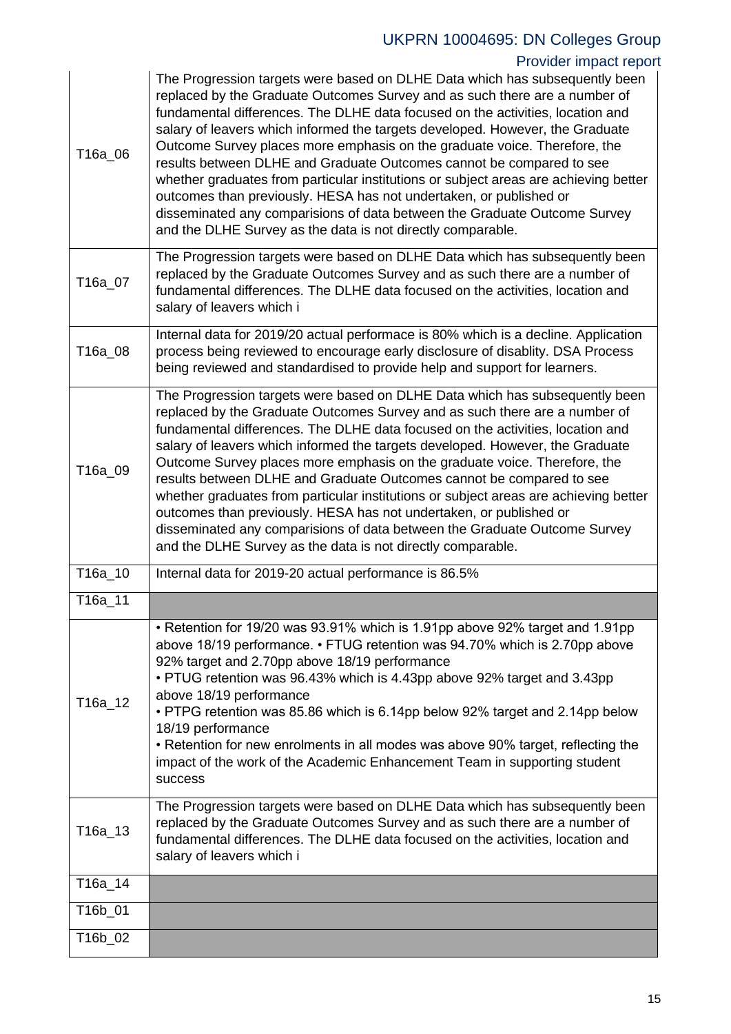| | |
|---|---|
| T16a_06 | The Progression targets were based on DLHE Data which has subsequently been replaced by the Graduate Outcomes Survey and as such there are a number of fundamental differences. The DLHE data focused on the activities, location and salary of leavers which informed the targets developed. However, the Graduate Outcome Survey places more emphasis on the graduate voice. Therefore, the results between DLHE and Graduate Outcomes cannot be compared to see whether graduates from particular institutions or subject areas are achieving better outcomes than previously. HESA has not undertaken, or published or disseminated any comparisions of data between the Graduate Outcome Survey and the DLHE Survey as the data is not directly comparable. |
| T16a_07 | The Progression targets were based on DLHE Data which has subsequently been replaced by the Graduate Outcomes Survey and as such there are a number of fundamental differences. The DLHE data focused on the activities, location and salary of leavers which i |
| T16a_08 | Internal data for 2019/20 actual performace is 80% which is a decline. Application process being reviewed to encourage early disclosure of disablity. DSA Process being reviewed and standardised to provide help and support for learners. |
| T16a_09 | The Progression targets were based on DLHE Data which has subsequently been replaced by the Graduate Outcomes Survey and as such there are a number of fundamental differences. The DLHE data focused on the activities, location and salary of leavers which informed the targets developed. However, the Graduate Outcome Survey places more emphasis on the graduate voice. Therefore, the results between DLHE and Graduate Outcomes cannot be compared to see whether graduates from particular institutions or subject areas are achieving better outcomes than previously. HESA has not undertaken, or published or disseminated any comparisions of data between the Graduate Outcome Survey and the DLHE Survey as the data is not directly comparable. |
| T16a_10 | Internal data for 2019-20 actual performance is 86.5% |
| T16a_11 | |
| T16a_12 | • Retention for 19/20 was 93.91% which is 1.91pp above 92% target and 1.91pp above 18/19 performance. • FTUG retention was 94.70% which is 2.70pp above 92% target and 2.70pp above 18/19 performance<br>• PTUG retention was 96.43% which is 4.43pp above 92% target and 3.43pp above 18/19 performance<br>• PTPG retention was 85.86 which is 6.14pp below 92% target and 2.14pp below 18/19 performance<br>• Retention for new enrolments in all modes was above 90% target, reflecting the impact of the work of the Academic Enhancement Team in supporting student success |
| T16a_13 | The Progression targets were based on DLHE Data which has subsequently been replaced by the Graduate Outcomes Survey and as such there are a number of fundamental differences. The DLHE data focused on the activities, location and salary of leavers which i |
| T16a_14 | |
| T16b_01 | |
| T16b_02 | |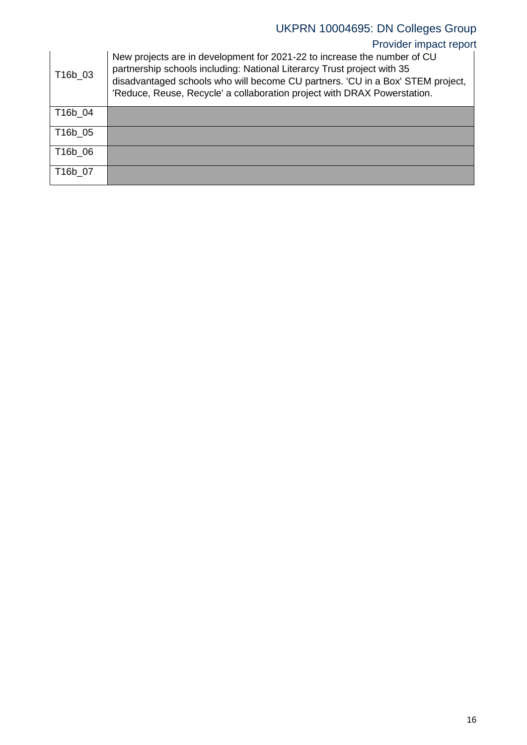| | |
|---|---|
| T16b_03 | New projects are in development for 2021-22 to increase the number of CU partnership schools including: National Literacy Trust project with 35 disadvantaged schools who will become CU partners. 'CU in a Box' STEM project, 'Reduce, Reuse, Recycle' a collaboration project with DRAX Powerstation. |
| T16b_04 | |
| T16b_05 | |
| T16b_06 | |
| T16b_07 | |